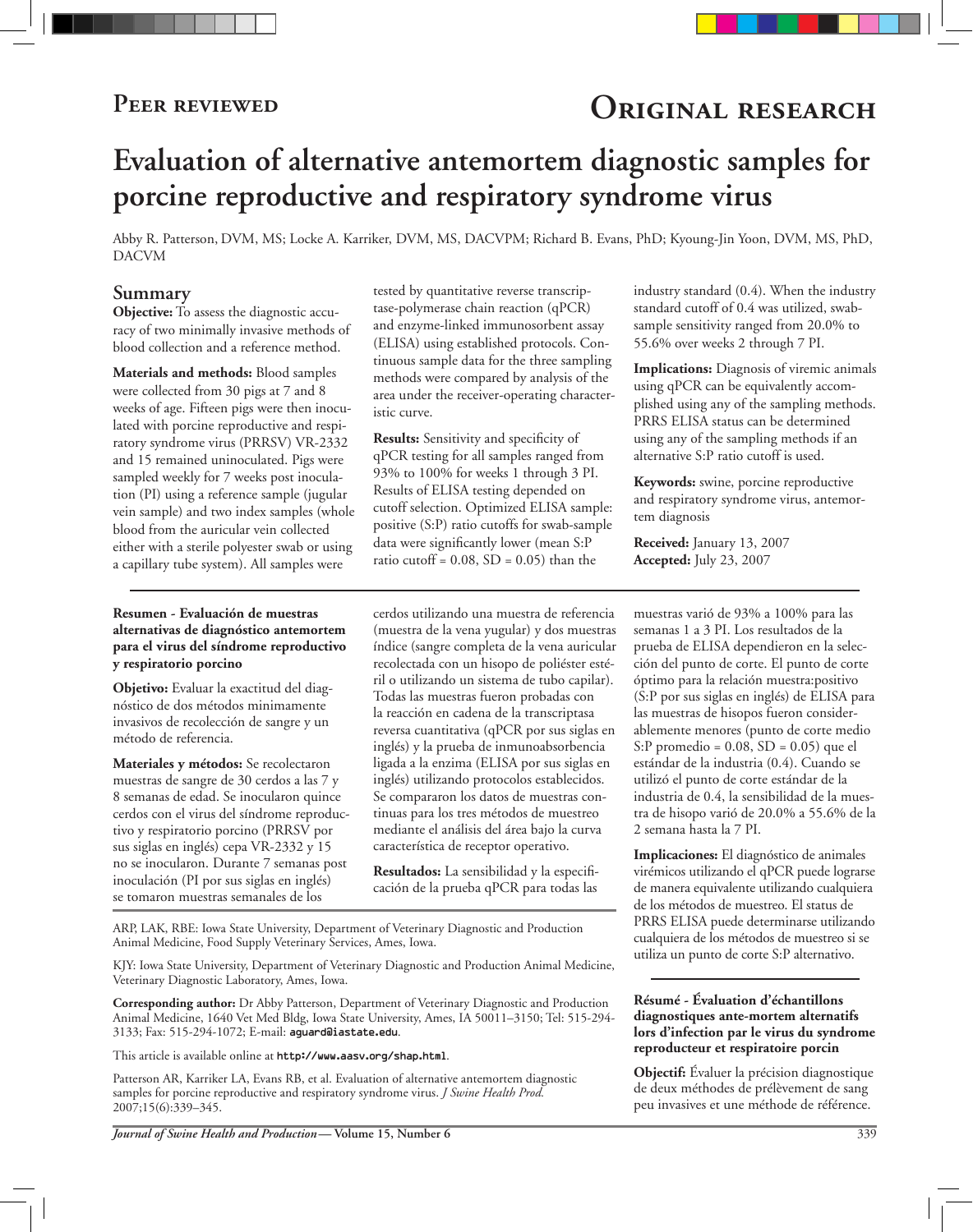Peer reviewed

Original research

# Evaluation of alternative antemortem diagnostic samples for porcine reproductive and respiratory syndrome virus

Abby R. Patterson, DVM, MS; Locke A. Karriker, DVM, MS, DACVPM; Richard B. Evans, PhD; Kyoung-Jin Yoon, DVM, MS, PhD, DACVM

## Summary

**Objective:** To assess the diagnostic accuracy of two minimally invasive methods of blood collection and a reference method.

**Materials and methods:** Blood samples were collected from 30 pigs at 7 and 8 weeks of age. Fifteen pigs were then inoculated with porcine reproductive and respiratory syndrome virus (PRRSV) VR-2332 and 15 remained uninoculated. Pigs were sampled weekly for 7 weeks post inoculation (PI) using a reference sample (jugular vein sample) and two index samples (whole blood from the auricular vein collected either with a sterile polyester swab or using a capillary tube system). All samples were tested by quantitative reverse transcriptase-polymerase chain reaction (qPCR) and enzyme-linked immunosorbent assay (ELISA) using established protocols. Continuous sample data for the three sampling methods were compared by analysis of the area under the receiver-operating characteristic curve.

**Results:** Sensitivity and specificity of qPCR testing for all samples ranged from 93% to 100% for weeks 1 through 3 PI. Results of ELISA testing depended on cutoff selection. Optimized ELISA sample:positive (S:P) ratio cutoffs for swab-sample data were significantly lower (mean S:P ratio cutoff = 0.08, SD = 0.05) than the industry standard (0.4). When the industry standard cutoff of 0.4 was utilized, swab-sample sensitivity ranged from 20.0% to 55.6% over weeks 2 through 7 PI.

**Implications:** Diagnosis of viremic animals using qPCR can be equivalently accomplished using any of the sampling methods. PRRS ELISA status can be determined using any of the sampling methods if an alternative S:P ratio cutoff is used.

**Keywords:** swine, porcine reproductive and respiratory syndrome virus, antemortem diagnosis

**Received:** January 13, 2007
**Accepted:** July 23, 2007

**Resumen - Evaluación de muestras alternativas de diagnóstico antemortem para el virus del síndrome reproductivo y respiratorio porcino**

**Objetivo:** Evaluar la exactitud del diagnóstico de dos métodos minimamente invasivos de recolección de sangre y un método de referencia.

**Materiales y métodos:** Se recolectaron muestras de sangre de 30 cerdos a las 7 y 8 semanas de edad. Se inocularon quince cerdos con el virus del síndrome reproductivo y respiratorio porcino (PRRSV por sus siglas en inglés) cepa VR-2332 y 15 no se inocularon. Durante 7 semanas post inoculación (PI por sus siglas en inglés) se tomaron muestras semanales de los cerdos utilizando una muestra de referencia (muestra de la vena yugular) y dos muestras índice (sangre completa de la vena auricular recolectada con un hisopo de poliéster estéril o utilizando un sistema de tubo capilar). Todas las muestras fueron probadas con la reacción en cadena de la transcriptasa reversa cuantitativa (qPCR por sus siglas en inglés) y la prueba de inmunoabsorbencia ligada a la enzima (ELISA por sus siglas en inglés) utilizando protocolos establecidos. Se compararon los datos de muestras continuas para los tres métodos de muestreo mediante el análisis del área bajo la curva característica de receptor operativo.

**Resultados:** La sensibilidad y la especificación de la prueba qPCR para todas las muestras varió de 93% a 100% para las semanas 1 a 3 PI. Los resultados de la prueba de ELISA dependieron en la selección del punto de corte. El punto de corte óptimo para la relación muestra:positivo (S:P por sus siglas en inglés) de ELISA para las muestras de hisopos fueron considerablemente menores (punto de corte medio S:P promedio = 0.08, SD = 0.05) que el estándar de la industria (0.4). Cuando se utilizó el punto de corte estándar de la industria de 0.4, la sensibilidad de la muestra de hisopo varió de 20.0% a 55.6% de la 2 semana hasta la 7 PI.

**Implicaciones:** El diagnóstico de animales virémicos utilizando el qPCR puede lograrse de manera equivalente utilizando cualquiera de los métodos de muestreo. El status de PRRS ELISA puede determinarse utilizando cualquiera de los métodos de muestreo si se utiliza un punto de corte S:P alternativo.

**Résumé - Évaluation d'échantillons diagnostiques ante-mortem alternatifs lors d'infection par le virus du syndrome reproducteur et respiratoire porcin**

**Objectif:** Évaluer la précision diagnostique de deux méthodes de prélèvement de sang peu invasives et une méthode de référence.

ARP, LAK, RBE: Iowa State University, Department of Veterinary Diagnostic and Production Animal Medicine, Food Supply Veterinary Services, Ames, Iowa.

KJY: Iowa State University, Department of Veterinary Diagnostic and Production Animal Medicine, Veterinary Diagnostic Laboratory, Ames, Iowa.

**Corresponding author:** Dr Abby Patterson, Department of Veterinary Diagnostic and Production Animal Medicine, 1640 Vet Med Bldg, Iowa State University, Ames, IA 50011–3150; Tel: 515-294-3133; Fax: 515-294-1072; E-mail: aguard@iastate.edu.

This article is available online at http://www.aasv.org/shap.html.

Patterson AR, Karriker LA, Evans RB, et al. Evaluation of alternative antemortem diagnostic samples for porcine reproductive and respiratory syndrome virus. *J Swine Health Prod.* 2007;15(6):339–345.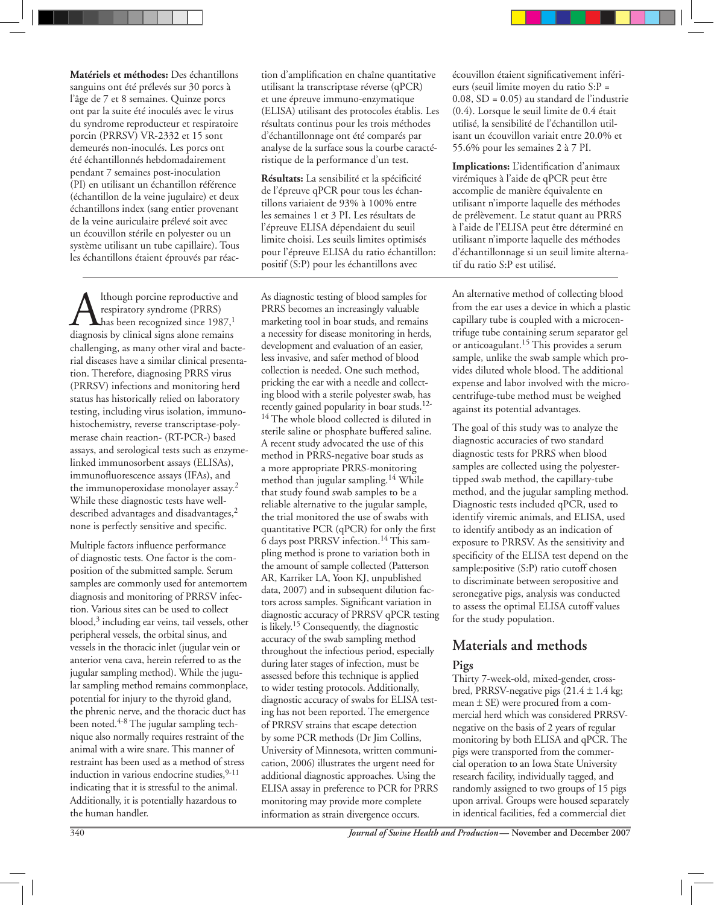**Matériels et méthodes:** Des échantillons sanguins ont été prélevés sur 30 porcs à l'âge de 7 et 8 semaines. Quinze porcs ont par la suite été inoculés avec le virus du syndrome reproducteur et respiratoire porcin (PRRSV) VR-2332 et 15 sont demeurés non-inoculés. Les porcs ont été échantillonnés hebdomadairement pendant 7 semaines post-inoculation (PI) en utilisant un échantillon référence (échantillon de la veine jugulaire) et deux échantillons index (sang entier provenant de la veine auriculaire prélevé soit avec un écouvillon stérile en polyester ou un système utilisant un tube capillaire). Tous les échantillons étaient éprouvés par réaction d'amplification en chaîne quantitative utilisant la transcriptase réverse (qPCR) et une épreuve immuno-enzymatique (ELISA) utilisant des protocoles établis. Les résultats continus pour les trois méthodes d'échantillonnage ont été comparés par analyse de la surface sous la courbe caractéristique de la performance d'un test.

**Résultats:** La sensibilité et la spécificité de l'épreuve qPCR pour tous les échantillons variaient de 93% à 100% entre les semaines 1 et 3 PI. Les résultats de l'épreuve ELISA dépendaient du seuil limite choisi. Les seuils limites optimisés pour l'épreuve ELISA du ratio échantillon: positif (S:P) pour les échantillons avec écouvillon étaient significativement inférieurs (seuil limite moyen du ratio S:P = 0.08, SD = 0.05) au standard de l'industrie (0.4). Lorsque le seuil limite de 0.4 était utilisé, la sensibilité de l'échantillon utilisant un écouvillon variait entre 20.0% et 55.6% pour les semaines 2 à 7 PI.

**Implications:** L'identification d'animaux virémiques à l'aide de qPCR peut être accomplie de manière équivalente en utilisant n'importe laquelle des méthodes de prélèvement. Le statut quant au PRRS à l'aide de l'ELISA peut être déterminé en utilisant n'importe laquelle des méthodes d'échantillonnage si un seuil limite alternatif du ratio S:P est utilisé.

---

Although porcine reproductive and respiratory syndrome (PRRS) has been recognized since 1987,[1] diagnosis by clinical signs alone remains challenging, as many other viral and bacterial diseases have a similar clinical presentation. Therefore, diagnosing PRRS virus (PRRSV) infections and monitoring herd status has historically relied on laboratory testing, including virus isolation, immunohistochemistry, reverse transcriptase-polymerase chain reaction- (RT-PCR-) based assays, and serological tests such as enzyme-linked immunosorbent assays (ELISAs), immunofluorescence assays (IFAs), and the immunoperoxidase monolayer assay.[2] While these diagnostic tests have well-described advantages and disadvantages,[2] none is perfectly sensitive and specific.

Multiple factors influence performance of diagnostic tests. One factor is the composition of the submitted sample. Serum samples are commonly used for antemortem diagnosis and monitoring of PRRSV infection. Various sites can be used to collect blood,[3] including ear veins, tail vessels, other peripheral vessels, the orbital sinus, and vessels in the thoracic inlet (jugular vein or anterior vena cava, herein referred to as the jugular sampling method). While the jugular sampling method remains commonplace, potential for injury to the thyroid gland, the phrenic nerve, and the thoracic duct has been noted.[4-8] The jugular sampling technique also normally requires restraint of the animal with a wire snare. This manner of restraint has been used as a method of stress induction in various endocrine studies,[9-11] indicating that it is stressful to the animal. Additionally, it is potentially hazardous to the human handler.

As diagnostic testing of blood samples for PRRS becomes an increasingly valuable marketing tool in boar studs, and remains a necessity for disease monitoring in herds, development and evaluation of an easier, less invasive, and safer method of blood collection is needed. One such method, pricking the ear with a needle and collecting blood with a sterile polyester swab, has recently gained popularity in boar studs.[12-14] The whole blood collected is diluted in sterile saline or phosphate buffered saline. A recent study advocated the use of this method in PRRS-negative boar studs as a more appropriate PRRS-monitoring method than jugular sampling.[14] While that study found swab samples to be a reliable alternative to the jugular sample, the trial monitored the use of swabs with quantitative PCR (qPCR) for only the first 6 days post PRRSV infection.[14] This sampling method is prone to variation both in the amount of sample collected (Patterson AR, Karriker LA, Yoon KJ, unpublished data, 2007) and in subsequent dilution factors across samples. Significant variation in diagnostic accuracy of PRRSV qPCR testing is likely.[15] Consequently, the diagnostic accuracy of the swab sampling method throughout the infectious period, especially during later stages of infection, must be assessed before this technique is applied to wider testing protocols. Additionally, diagnostic accuracy of swabs for ELISA testing has not been reported. The emergence of PRRSV strains that escape detection by some PCR methods (Dr Jim Collins, University of Minnesota, written communication, 2006) illustrates the urgent need for additional diagnostic approaches. Using the ELISA assay in preference to PCR for PRRS monitoring may provide more complete information as strain divergence occurs.

An alternative method of collecting blood from the ear uses a device in which a plastic capillary tube is coupled with a microcentrifuge tube containing serum separator gel or anticoagulant.[15] This provides a serum sample, unlike the swab sample which provides diluted whole blood. The additional expense and labor involved with the microcentrifuge-tube method must be weighed against its potential advantages.

The goal of this study was to analyze the diagnostic accuracies of two standard diagnostic tests for PRRS when blood samples are collected using the polyester-tipped swab method, the capillary-tube method, and the jugular sampling method. Diagnostic tests included qPCR, used to identify viremic animals, and ELISA, used to identify antibody as an indication of exposure to PRRSV. As the sensitivity and specificity of the ELISA test depend on the sample:positive (S:P) ratio cutoff chosen to discriminate between seropositive and seronegative pigs, analysis was conducted to assess the optimal ELISA cutoff values for the study population.

## Materials and methods

### Pigs

Thirty 7-week-old, mixed-gender, crossbred, PRRSV-negative pigs (21.4 ± 1.4 kg; mean ± SE) were procured from a commercial herd which was considered PRRSV-negative on the basis of 2 years of regular monitoring by both ELISA and qPCR. The pigs were transported from the commercial operation to an Iowa State University research facility, individually tagged, and randomly assigned to two groups of 15 pigs upon arrival. Groups were housed separately in identical facilities, fed a commercial diet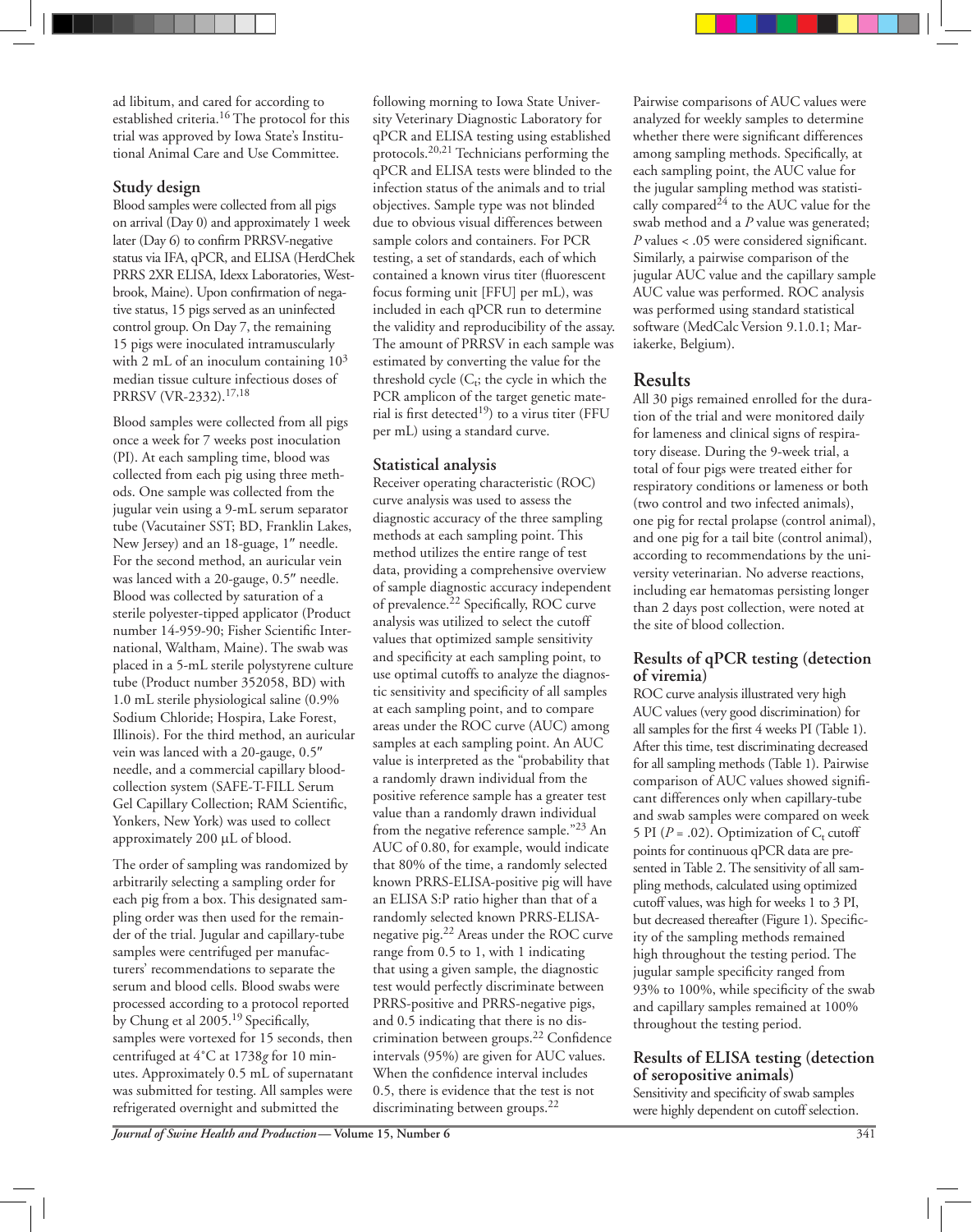ad libitum, and cared for according to established criteria.[16] The protocol for this trial was approved by Iowa State's Institutional Animal Care and Use Committee.

## Study design

Blood samples were collected from all pigs on arrival (Day 0) and approximately 1 week later (Day 6) to confirm PRRSV-negative status via IFA, qPCR, and ELISA (HerdChek PRRS 2XR ELISA, Idexx Laboratories, Westbrook, Maine). Upon confirmation of negative status, 15 pigs served as an uninfected control group. On Day 7, the remaining 15 pigs were inoculated intramuscularly with 2 mL of an inoculum containing $10^3$ median tissue culture infectious doses of PRRSV (VR-2332).[17,18]

Blood samples were collected from all pigs once a week for 7 weeks post inoculation (PI). At each sampling time, blood was collected from each pig using three methods. One sample was collected from the jugular vein using a 9-mL serum separator tube (Vacutainer SST; BD, Franklin Lakes, New Jersey) and an 18-guage, 1″ needle. For the second method, an auricular vein was lanced with a 20-gauge, 0.5″ needle. Blood was collected by saturation of a sterile polyester-tipped applicator (Product number 14-959-90; Fisher Scientific International, Waltham, Maine). The swab was placed in a 5-mL sterile polystyrene culture tube (Product number 352058, BD) with 1.0 mL sterile physiological saline (0.9% Sodium Chloride; Hospira, Lake Forest, Illinois). For the third method, an auricular vein was lanced with a 20-gauge, 0.5″ needle, and a commercial capillary blood-collection system (SAFE-T-FILL Serum Gel Capillary Collection; RAM Scientific, Yonkers, New York) was used to collect approximately 200 μL of blood.

The order of sampling was randomized by arbitrarily selecting a sampling order for each pig from a box. This designated sampling order was then used for the remainder of the trial. Jugular and capillary-tube samples were centrifuged per manufacturers' recommendations to separate the serum and blood cells. Blood swabs were processed according to a protocol reported by Chung et al 2005.[19] Specifically, samples were vortexed for 15 seconds, then centrifuged at 4°C at 1738*g* for 10 minutes. Approximately 0.5 mL of supernatant was submitted for testing. All samples were refrigerated overnight and submitted the following morning to Iowa State University Veterinary Diagnostic Laboratory for qPCR and ELISA testing using established protocols.[20,21] Technicians performing the qPCR and ELISA tests were blinded to the infection status of the animals and to trial objectives. Sample type was not blinded due to obvious visual differences between sample colors and containers. For PCR testing, a set of standards, each of which contained a known virus titer (fluorescent focus forming unit [FFU] per mL), was included in each qPCR run to determine the validity and reproducibility of the assay. The amount of PRRSV in each sample was estimated by converting the value for the threshold cycle ($C_t$; the cycle in which the PCR amplicon of the target genetic material is first detected[19]) to a virus titer (FFU per mL) using a standard curve.

## Statistical analysis

Receiver operating characteristic (ROC) curve analysis was used to assess the diagnostic accuracy of the three sampling methods at each sampling point. This method utilizes the entire range of test data, providing a comprehensive overview of sample diagnostic accuracy independent of prevalence.[22] Specifically, ROC curve analysis was utilized to select the cutoff values that optimized sample sensitivity and specificity at each sampling point, to use optimal cutoffs to analyze the diagnostic sensitivity and specificity of all samples at each sampling point, and to compare areas under the ROC curve (AUC) among samples at each sampling point. An AUC value is interpreted as the "probability that a randomly drawn individual from the positive reference sample has a greater test value than a randomly drawn individual from the negative reference sample."[23] An AUC of 0.80, for example, would indicate that 80% of the time, a randomly selected known PRRS-ELISA-positive pig will have an ELISA S:P ratio higher than that of a randomly selected known PRRS-ELISA-negative pig.[22] Areas under the ROC curve range from 0.5 to 1, with 1 indicating that using a given sample, the diagnostic test would perfectly discriminate between PRRS-positive and PRRS-negative pigs, and 0.5 indicating that there is no discrimination between groups.[22] Confidence intervals (95%) are given for AUC values. When the confidence interval includes 0.5, there is evidence that the test is not discriminating between groups.[22]

Pairwise comparisons of AUC values were analyzed for weekly samples to determine whether there were significant differences among sampling methods. Specifically, at each sampling point, the AUC value for the jugular sampling method was statistically compared[24] to the AUC value for the swab method and a *P* value was generated; *P* values < .05 were considered significant. Similarly, a pairwise comparison of the jugular AUC value and the capillary sample AUC value was performed. ROC analysis was performed using standard statistical software (MedCalc Version 9.1.0.1; Mariakerke, Belgium).

# Results

All 30 pigs remained enrolled for the duration of the trial and were monitored daily for lameness and clinical signs of respiratory disease. During the 9-week trial, a total of four pigs were treated either for respiratory conditions or lameness or both (two control and two infected animals), one pig for rectal prolapse (control animal), and one pig for a tail bite (control animal), according to recommendations by the university veterinarian. No adverse reactions, including ear hematomas persisting longer than 2 days post collection, were noted at the site of blood collection.

## Results of qPCR testing (detection of viremia)

ROC curve analysis illustrated very high AUC values (very good discrimination) for all samples for the first 4 weeks PI (Table 1). After this time, test discriminating decreased for all sampling methods (Table 1). Pairwise comparison of AUC values showed significant differences only when capillary-tube and swab samples were compared on week 5 PI ($P = .02$). Optimization of $C_t$ cutoff points for continuous qPCR data are presented in Table 2. The sensitivity of all sampling methods, calculated using optimized cutoff values, was high for weeks 1 to 3 PI, but decreased thereafter (Figure 1). Specificity of the sampling methods remained high throughout the testing period. The jugular sample specificity ranged from 93% to 100%, while specificity of the swab and capillary samples remained at 100% throughout the testing period.

## Results of ELISA testing (detection of seropositive animals)

Sensitivity and specificity of swab samples were highly dependent on cutoff selection.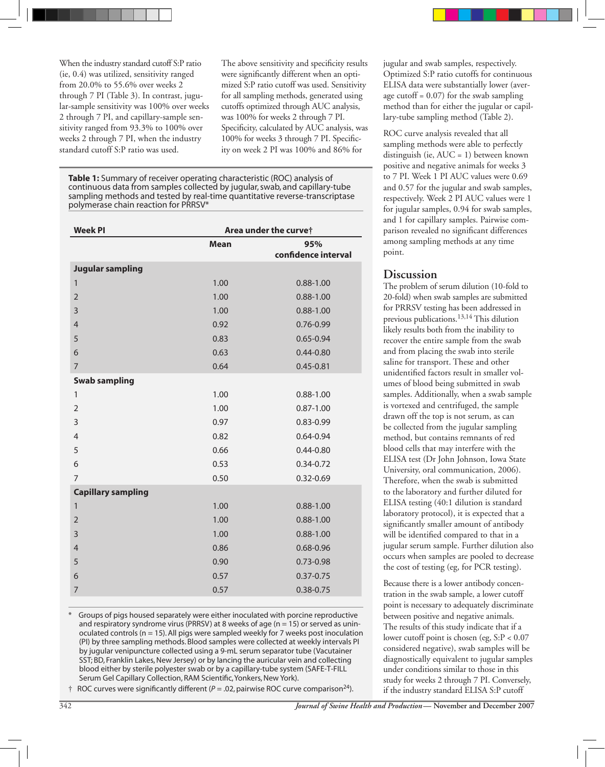When the industry standard cutoff S:P ratio (ie, 0.4) was utilized, sensitivity ranged from 20.0% to 55.6% over weeks 2 through 7 PI (Table 3). In contrast, jugular-sample sensitivity was 100% over weeks 2 through 7 PI, and capillary-sample sensitivity ranged from 93.3% to 100% over weeks 2 through 7 PI, when the industry standard cutoff S:P ratio was used.

The above sensitivity and specificity results were significantly different when an optimized S:P ratio cutoff was used. Sensitivity for all sampling methods, generated using cutoffs optimized through AUC analysis, was 100% for weeks 2 through 7 PI. Specificity, calculated by AUC analysis, was 100% for weeks 3 through 7 PI. Specificity on week 2 PI was 100% and 86% for jugular and swab samples, respectively. Optimized S:P ratio cutoffs for continuous ELISA data were substantially lower (average cutoff = 0.07) for the swab sampling method than for either the jugular or capillary-tube sampling method (Table 2).

ROC curve analysis revealed that all sampling methods were able to perfectly distinguish (ie, AUC = 1) between known positive and negative animals for weeks 3 to 7 PI. Week 1 PI AUC values were 0.69 and 0.57 for the jugular and swab samples, respectively. Week 2 PI AUC values were 1 for jugular samples, 0.94 for swab samples, and 1 for capillary samples. Pairwise comparison revealed no significant differences among sampling methods at any time point.

**Table 1:** Summary of receiver operating characteristic (ROC) analysis of continuous data from samples collected by jugular, swab, and capillary-tube sampling methods and tested by real-time quantitative reverse-transcriptase polymerase chain reaction for PRRSV*

| Week PI | Area under the curve† | |
|---|---|---|
| | Mean | 95% confidence interval |
| **Jugular sampling** | | |
| 1 | 1.00 | 0.88-1.00 |
| 2 | 1.00 | 0.88-1.00 |
| 3 | 1.00 | 0.88-1.00 |
| 4 | 0.92 | 0.76-0.99 |
| 5 | 0.83 | 0.65-0.94 |
| 6 | 0.63 | 0.44-0.80 |
| 7 | 0.64 | 0.45-0.81 |
| **Swab sampling** | | |
| 1 | 1.00 | 0.88-1.00 |
| 2 | 1.00 | 0.87-1.00 |
| 3 | 0.97 | 0.83-0.99 |
| 4 | 0.82 | 0.64-0.94 |
| 5 | 0.66 | 0.44-0.80 |
| 6 | 0.53 | 0.34-0.72 |
| 7 | 0.50 | 0.32-0.69 |
| **Capillary sampling** | | |
| 1 | 1.00 | 0.88-1.00 |
| 2 | 1.00 | 0.88-1.00 |
| 3 | 1.00 | 0.88-1.00 |
| 4 | 0.86 | 0.68-0.96 |
| 5 | 0.90 | 0.73-0.98 |
| 6 | 0.57 | 0.37-0.75 |
| 7 | 0.57 | 0.38-0.75 |

\* Groups of pigs housed separately were either inoculated with porcine reproductive and respiratory syndrome virus (PRRSV) at 8 weeks of age (n = 15) or served as uninoculated controls (n = 15). All pigs were sampled weekly for 7 weeks post inoculation (PI) by three sampling methods. Blood samples were collected at weekly intervals PI by jugular venipuncture collected using a 9-mL serum separator tube (Vacutainer SST; BD, Franklin Lakes, New Jersey) or by lancing the auricular vein and collecting blood either by sterile polyester swab or by a capillary-tube system (SAFE-T-FILL Serum Gel Capillary Collection, RAM Scientific, Yonkers, New York).

† ROC curves were significantly different ($P = .02$, pairwise ROC curve comparison[24]).

## Discussion

The problem of serum dilution (10-fold to 20-fold) when swab samples are submitted for PRRSV testing has been addressed in previous publications.[13,14] This dilution likely results both from the inability to recover the entire sample from the swab and from placing the swab into sterile saline for transport. These and other unidentified factors result in smaller volumes of blood being submitted in swab samples. Additionally, when a swab sample is vortexed and centrifuged, the sample drawn off the top is not serum, as can be collected from the jugular sampling method, but contains remnants of red blood cells that may interfere with the ELISA test (Dr John Johnson, Iowa State University, oral communication, 2006). Therefore, when the swab is submitted to the laboratory and further diluted for ELISA testing (40:1 dilution is standard laboratory protocol), it is expected that a significantly smaller amount of antibody will be identified compared to that in a jugular serum sample. Further dilution also occurs when samples are pooled to decrease the cost of testing (eg, for PCR testing).

Because there is a lower antibody concentration in the swab sample, a lower cutoff point is necessary to adequately discriminate between positive and negative animals. The results of this study indicate that if a lower cutoff point is chosen (eg, S:P < 0.07 considered negative), swab samples will be diagnostically equivalent to jugular samples under conditions similar to those in this study for weeks 2 through 7 PI. Conversely, if the industry standard ELISA S:P cutoff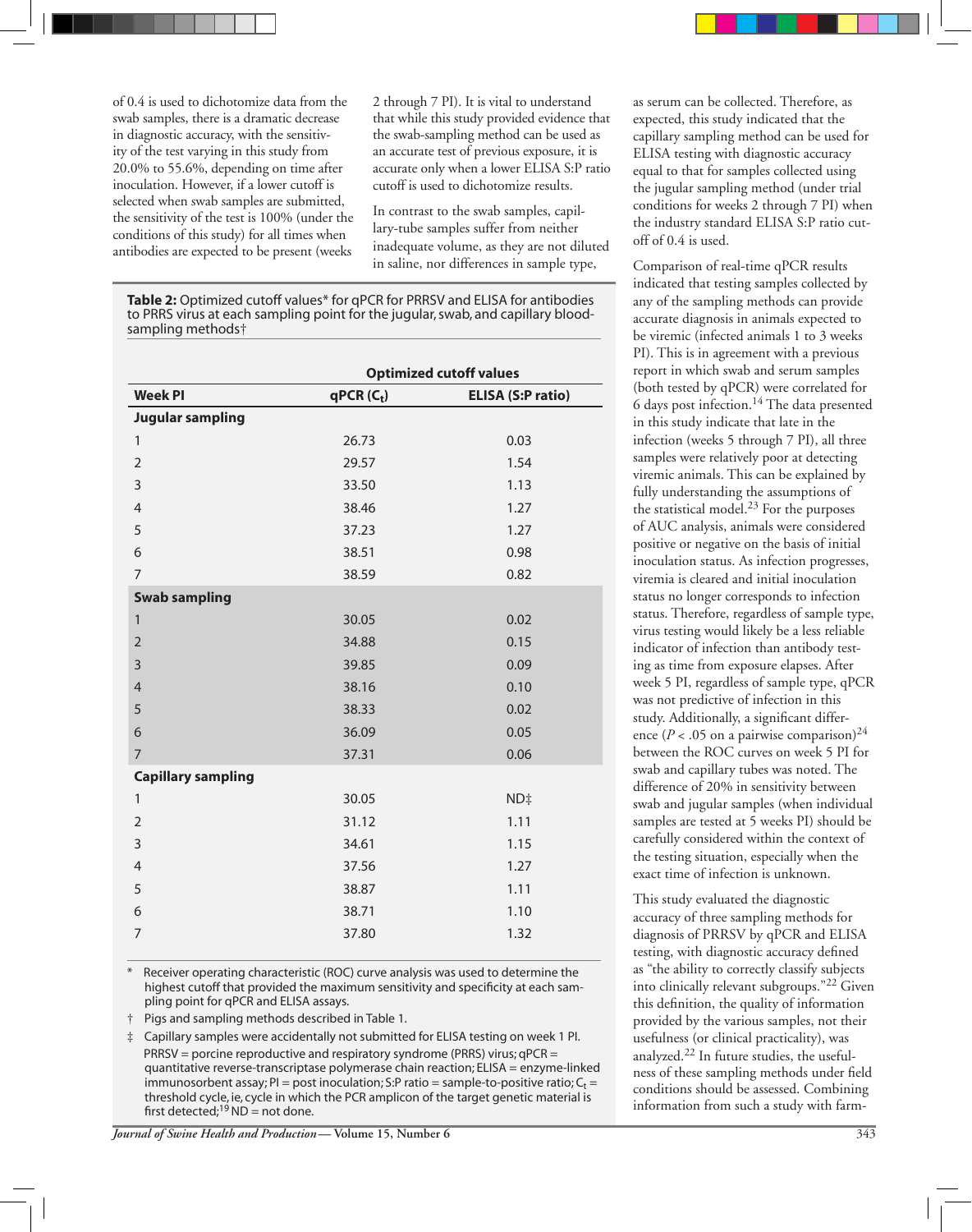of 0.4 is used to dichotomize data from the swab samples, there is a dramatic decrease in diagnostic accuracy, with the sensitivity of the test varying in this study from 20.0% to 55.6%, depending on time after inoculation. However, if a lower cutoff is selected when swab samples are submitted, the sensitivity of the test is 100% (under the conditions of this study) for all times when antibodies are expected to be present (weeks 2 through 7 PI). It is vital to understand that while this study provided evidence that the swab-sampling method can be used as an accurate test of previous exposure, it is accurate only when a lower ELISA S:P ratio cutoff is used to dichotomize results.

In contrast to the swab samples, capillary-tube samples suffer from neither inadequate volume, as they are not diluted in saline, nor differences in sample type, as serum can be collected. Therefore, as expected, this study indicated that the capillary sampling method can be used for ELISA testing with diagnostic accuracy equal to that for samples collected using the jugular sampling method (under trial conditions for weeks 2 through 7 PI) when the industry standard ELISA S:P ratio cutoff of 0.4 is used.

**Table 2:** Optimized cutoff values* for qPCR for PRRSV and ELISA for antibodies to PRRS virus at each sampling point for the jugular, swab, and capillary blood-sampling methods†

| | Optimized cutoff values | |
|---|---|---|
| **Week PI** | **qPCR ($C_t$)** | **ELISA (S:P ratio)** |
| **Jugular sampling** | | |
| 1 | 26.73 | 0.03 |
| 2 | 29.57 | 1.54 |
| 3 | 33.50 | 1.13 |
| 4 | 38.46 | 1.27 |
| 5 | 37.23 | 1.27 |
| 6 | 38.51 | 0.98 |
| 7 | 38.59 | 0.82 |
| **Swab sampling** | | |
| 1 | 30.05 | 0.02 |
| 2 | 34.88 | 0.15 |
| 3 | 39.85 | 0.09 |
| 4 | 38.16 | 0.10 |
| 5 | 38.33 | 0.02 |
| 6 | 36.09 | 0.05 |
| 7 | 37.31 | 0.06 |
| **Capillary sampling** | | |
| 1 | 30.05 | ND‡ |
| 2 | 31.12 | 1.11 |
| 3 | 34.61 | 1.15 |
| 4 | 37.56 | 1.27 |
| 5 | 38.87 | 1.11 |
| 6 | 38.71 | 1.10 |
| 7 | 37.80 | 1.32 |

\* Receiver operating characteristic (ROC) curve analysis was used to determine the highest cutoff that provided the maximum sensitivity and specificity at each sampling point for qPCR and ELISA assays.

† Pigs and sampling methods described in Table 1.

‡ Capillary samples were accidentally not submitted for ELISA testing on week 1 PI.

PRRSV = porcine reproductive and respiratory syndrome (PRRS) virus; qPCR = quantitative reverse-transcriptase polymerase chain reaction; ELISA = enzyme-linked immunosorbent assay; PI = post inoculation; S:P ratio = sample-to-positive ratio; $C_t$ = threshold cycle, ie, cycle in which the PCR amplicon of the target genetic material is first detected;[19] ND = not done.

Comparison of real-time qPCR results indicated that testing samples collected by any of the sampling methods can provide accurate diagnosis in animals expected to be viremic (infected animals 1 to 3 weeks PI). This is in agreement with a previous report in which swab and serum samples (both tested by qPCR) were correlated for 6 days post infection.[14] The data presented in this study indicate that late in the infection (weeks 5 through 7 PI), all three samples were relatively poor at detecting viremic animals. This can be explained by fully understanding the assumptions of the statistical model.[23] For the purposes of AUC analysis, animals were considered positive or negative on the basis of initial inoculation status. As infection progresses, viremia is cleared and initial inoculation status no longer corresponds to infection status. Therefore, regardless of sample type, virus testing would likely be a less reliable indicator of infection than antibody testing as time from exposure elapses. After week 5 PI, regardless of sample type, qPCR was not predictive of infection in this study. Additionally, a significant difference ($P < .05$ on a pairwise comparison)[24] between the ROC curves on week 5 PI for swab and capillary tubes was noted. The difference of 20% in sensitivity between swab and jugular samples (when individual samples are tested at 5 weeks PI) should be carefully considered within the context of the testing situation, especially when the exact time of infection is unknown.

This study evaluated the diagnostic accuracy of three sampling methods for diagnosis of PRRSV by qPCR and ELISA testing, with diagnostic accuracy defined as "the ability to correctly classify subjects into clinically relevant subgroups."[22] Given this definition, the quality of information provided by the various samples, not their usefulness (or clinical practicality), was analyzed.[22] In future studies, the usefulness of these sampling methods under field conditions should be assessed. Combining information from such a study with farm-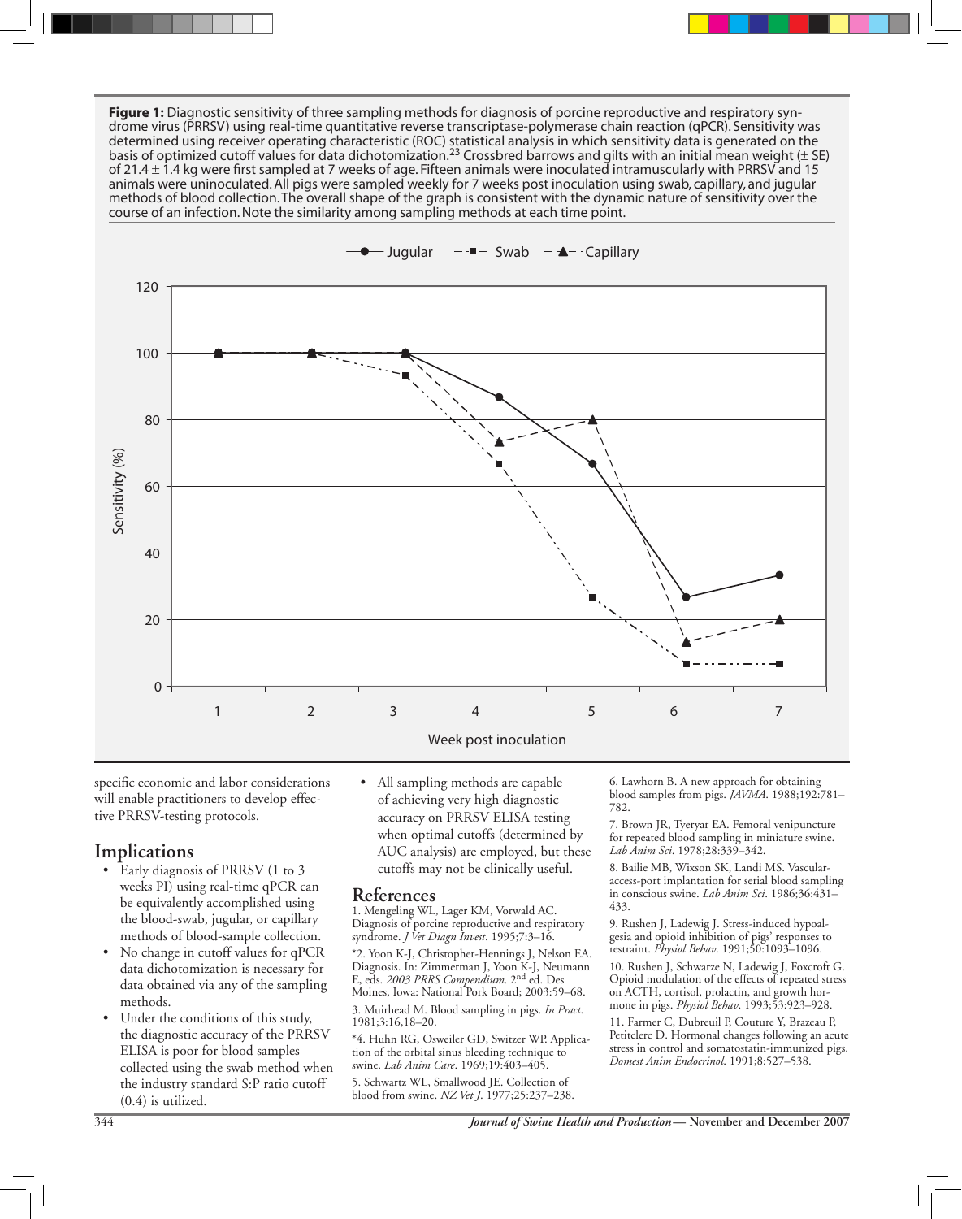**Figure 1:** Diagnostic sensitivity of three sampling methods for diagnosis of porcine reproductive and respiratory syndrome virus (PRRSV) using real-time quantitative reverse transcriptase-polymerase chain reaction (qPCR). Sensitivity was determined using receiver operating characteristic (ROC) statistical analysis in which sensitivity data is generated on the basis of optimized cutoff values for data dichotomization.[23] Crossbred barrows and gilts with an initial mean weight (± SE) of 21.4 ± 1.4 kg were first sampled at 7 weeks of age. Fifteen animals were inoculated intramuscularly with PRRSV and 15 animals were uninoculated. All pigs were sampled weekly for 7 weeks post inoculation using swab, capillary, and jugular methods of blood collection. The overall shape of the graph is consistent with the dynamic nature of sensitivity over the course of an infection. Note the similarity among sampling methods at each time point.

specific economic and labor considerations will enable practitioners to develop effective PRRSV-testing protocols.

## Implications

- Early diagnosis of PRRSV (1 to 3 weeks PI) using real-time qPCR can be equivalently accomplished using the blood-swab, jugular, or capillary methods of blood-sample collection.
- No change in cutoff values for qPCR data dichotomization is necessary for data obtained via any of the sampling methods.
- Under the conditions of this study, the diagnostic accuracy of the PRRSV ELISA is poor for blood samples collected using the swab method when the industry standard S:P ratio cutoff (0.4) is utilized.
- All sampling methods are capable of achieving very high diagnostic accuracy on PRRSV ELISA testing when optimal cutoffs (determined by AUC analysis) are employed, but these cutoffs may not be clinically useful.

## References

1. Mengeling WL, Lager KM, Vorwald AC. Diagnosis of porcine reproductive and respiratory syndrome. *J Vet Diagn Invest.* 1995;7:3–16.

*2. Yoon K-J, Christopher-Hennings J, Nelson EA. Diagnosis. In: Zimmerman J, Yoon K-J, Neumann E, eds. *2003 PRRS Compendium.* 2nd ed. Des Moines, Iowa: National Pork Board; 2003:59–68.

3. Muirhead M. Blood sampling in pigs. *In Pract.* 1981;3:16,18–20.

*4. Huhn RG, Osweiler GD, Switzer WP. Application of the orbital sinus bleeding technique to swine. *Lab Anim Care.* 1969;19:403–405.

5. Schwartz WL, Smallwood JE. Collection of blood from swine. *NZ Vet J.* 1977;25:237–238.

6. Lawhorn B. A new approach for obtaining blood samples from pigs. *JAVMA.* 1988;192:781–782.

7. Brown JR, Tyeryar EA. Femoral venipuncture for repeated blood sampling in miniature swine. *Lab Anim Sci.* 1978;28:339–342.

8. Bailie MB, Wixson SK, Landi MS. Vascular-access-port implantation for serial blood sampling in conscious swine. *Lab Anim Sci.* 1986;36:431–433.

9. Rushen J, Ladewig J. Stress-induced hypoalgesia and opioid inhibition of pigs' responses to restraint. *Physiol Behav.* 1991;50:1093–1096.

10. Rushen J, Schwarze N, Ladewig J, Foxcroft G. Opioid modulation of the effects of repeated stress on ACTH, cortisol, prolactin, and growth hormone in pigs. *Physiol Behav.* 1993;53:923–928.

11. Farmer C, Dubreuil P, Couture Y, Brazeau P, Petitclerc D. Hormonal changes following an acute stress in control and somatostatin-immunized pigs. *Domest Anim Endocrinol.* 1991;8:527–538.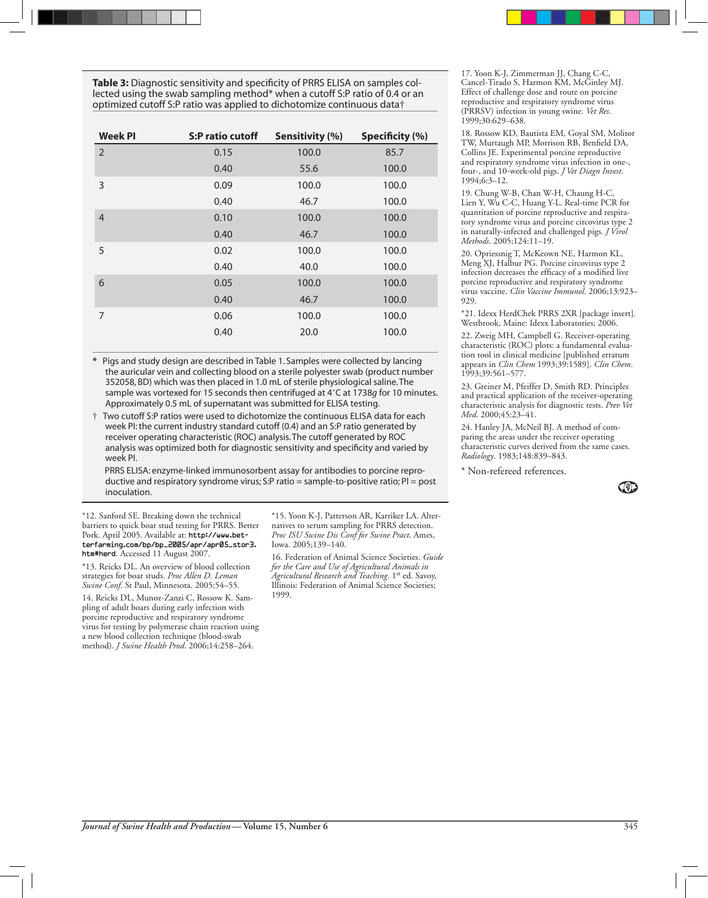**Table 3:** Diagnostic sensitivity and specificity of PRRS ELISA on samples collected using the swab sampling method* when a cutoff S:P ratio of 0.4 or an optimized cutoff S:P ratio was applied to dichotomize continuous data†

| Week PI | S:P ratio cutoff | Sensitivity (%) | Specificity (%) |
|---|---|---|---|
| 2 | 0.15 | 100.0 | 85.7 |
| | 0.40 | 55.6 | 100.0 |
| 3 | 0.09 | 100.0 | 100.0 |
| | 0.40 | 46.7 | 100.0 |
| 4 | 0.10 | 100.0 | 100.0 |
| | 0.40 | 46.7 | 100.0 |
| 5 | 0.02 | 100.0 | 100.0 |
| | 0.40 | 40.0 | 100.0 |
| 6 | 0.05 | 100.0 | 100.0 |
| | 0.40 | 46.7 | 100.0 |
| 7 | 0.06 | 100.0 | 100.0 |
| | 0.40 | 20.0 | 100.0 |

\* Pigs and study design are described in Table 1. Samples were collected by lancing the auricular vein and collecting blood on a sterile polyester swab (product number 352058, BD) which was then placed in 1.0 mL of sterile physiological saline. The sample was vortexed for 15 seconds then centrifuged at 4°C at 1738*g* for 10 minutes. Approximately 0.5 mL of supernatant was submitted for ELISA testing.

† Two cutoff S:P ratios were used to dichotomize the continuous ELISA data for each week PI: the current industry standard cutoff (0.4) and an S:P ratio generated by receiver operating characteristic (ROC) analysis. The cutoff generated by ROC analysis was optimized both for diagnostic sensitivity and specificity and varied by week PI.

PRRS ELISA: enzyme-linked immunosorbent assay for antibodies to porcine reproductive and respiratory syndrome virus; S:P ratio = sample-to-positive ratio; PI = post inoculation.

*12. Sanford SE. Breaking down the technical barriers to quick boar stud testing for PRRS. Better Pork. April 2005. Available at: http://www.betterfarming.com/bp/bp_2005/apr/apr05_stor3.htm#herd. Accessed 11 August 2007.

*13. Reicks DL. An overview of blood collection strategies for boar studs. *Proc Allen D. Leman Swine Conf*. St Paul, Minnesota. 2005;54–55.

14. Reicks DL, Munoz-Zanzi C, Rossow K. Sampling of adult boars during early infection with porcine reproductive and respiratory syndrome virus for testing by polymerase chain reaction using a new blood collection technique (blood-swab method). *J Swine Health Prod*. 2006;14:258–264.

*15. Yoon K-J, Patterson AR, Karriker LA. Alternatives to serum sampling for PRRS detection. *Proc ISU Swine Dis Conf for Swine Pract*. Ames, Iowa. 2005;139–140.

16. Federation of Animal Science Societies. *Guide for the Care and Use of Agricultural Animals in Agricultural Research and Teaching*. 1st ed. Savoy, Illinois: Federation of Animal Science Societies; 1999.

17. Yoon K-J, Zimmerman JJ, Chang C-C, Cancel-Tirado S, Harmon KM, McGinley MJ. Effect of challenge dose and route on porcine reproductive and respiratory syndrome virus (PRRSV) infection in young swine. *Vet Res*. 1999;30:629–638.

18. Rossow KD, Bautista EM, Goyal SM, Molitor TW, Murtaugh MP, Morrison RB, Benfield DA, Collins JE. Experimental porcine reproductive and respiratory syndrome virus infection in one-, four-, and 10-week-old pigs. *J Vet Diagn Invest*. 1994;6:3–12.

19. Chung W-B, Chan W-H, Chaung H-C, Lien Y, Wu C-C, Huang Y-L. Real-time PCR for quantitation of porcine reproductive and respiratory syndrome virus and porcine circovirus type 2 in naturally-infected and challenged pigs. *J Virol Methods*. 2005;124:11–19.

20. Opriessnig T, McKeown NE, Harmon KL, Meng XJ, Halbur PG. Porcine circovirus type 2 infection decreases the efficacy of a modified live porcine reproductive and respiratory syndrome virus vaccine. *Clin Vaccine Immunol*. 2006;13:923–929.

*21. Idexx HerdChek PRRS 2XR [package insert]. Westbrook, Maine: Idexx Laboratories; 2006.

22. Zweig MH, Campbell G. Receiver-operating characteristic (ROC) plots: a fundamental evaluation tool in clinical medicine [published erratum appears in *Clin Chem* 1993;39:1589]. *Clin Chem*. 1993;39:561–577.

23. Greiner M, Pfeiffer D, Smith RD. Principles and practical application of the receiver-operating characteristic analysis for diagnostic tests. *Prev Vet Med*. 2000;45:23–41.

24. Hanley JA, McNeil BJ. A method of comparing the areas under the receiver operating characteristic curves derived from the same cases. *Radiology*. 1983;148:839–843.

\* Non-refereed references.